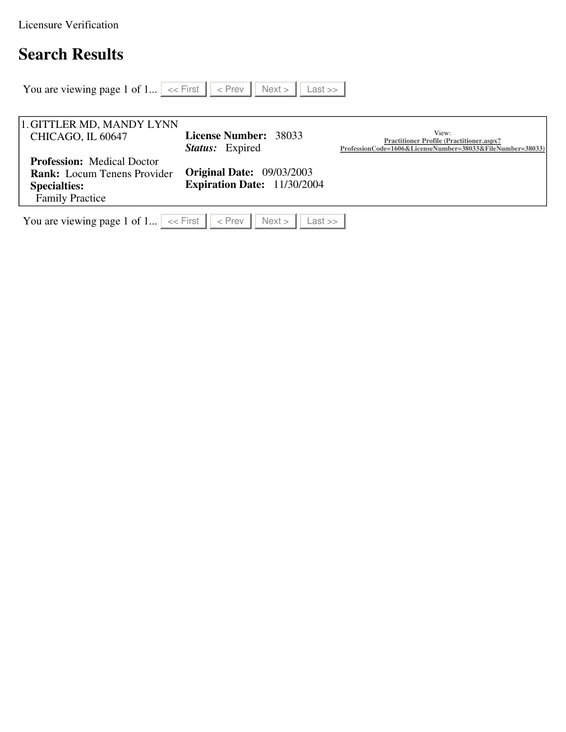Licensure Verification

# Search Results

You are viewing page 1 of 1... << First < Prev Next > Last >>

1. GITTLER MD, MANDY LYNN
   CHICAGO, IL 60647

   **License Number:** 38033
   ***Status:*** Expired

   View:
   **Practitioner Profile (Practitioner.aspx?ProfessionCode=1606&LicenseNumber=38033&FileNumber=38033)**

   **Profession:** Medical Doctor
   **Rank:** Locum Tenens Provider
   **Specialties:**
   Family Practice

   **Original Date:** 09/03/2003
   **Expiration Date:** 11/30/2004

You are viewing page 1 of 1... << First < Prev Next > Last >>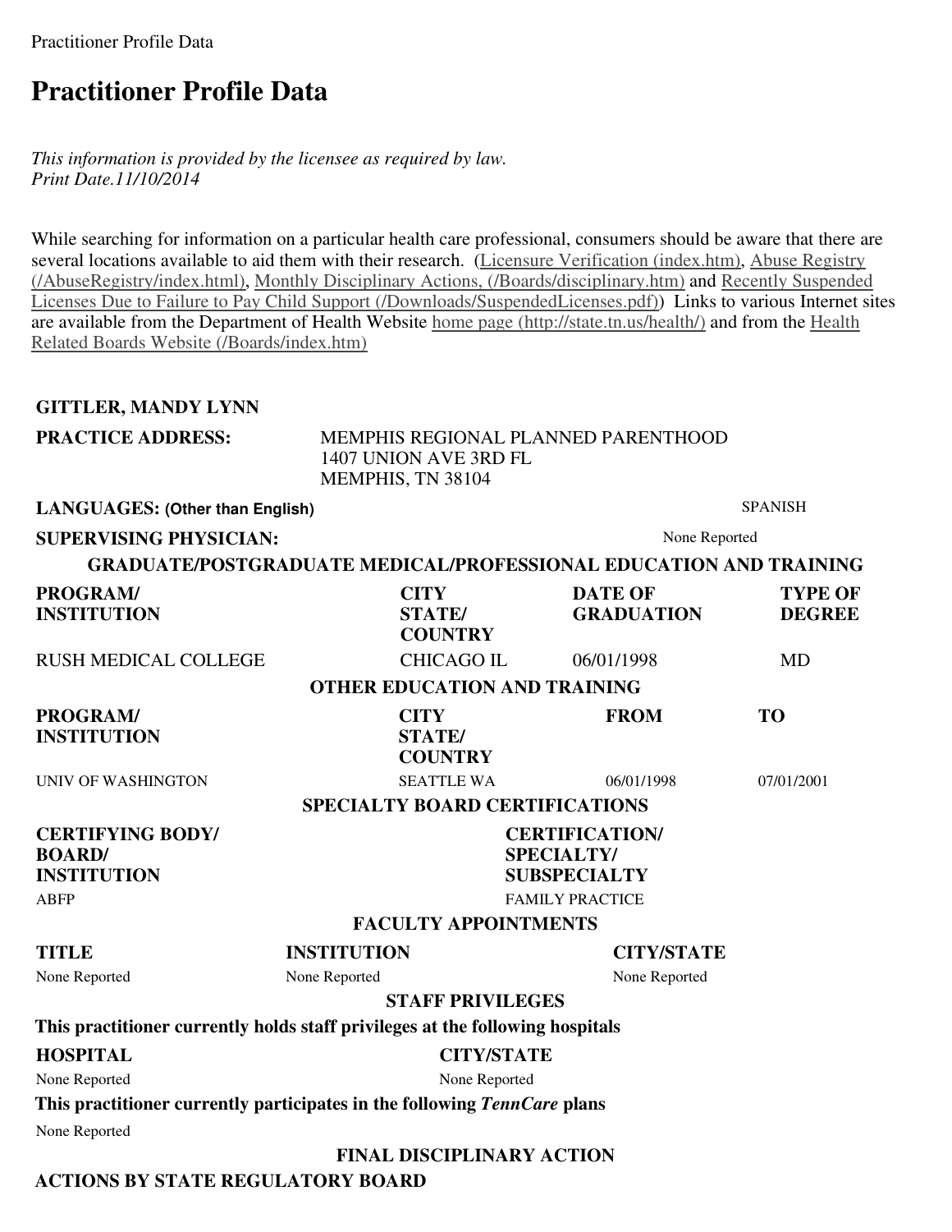# Practitioner Profile Data

*This information is provided by the licensee as required by law.*
*Print Date.11/10/2014*

While searching for information on a particular health care professional, consumers should be aware that there are several locations available to aid them with their research. (Licensure Verification (index.htm), Abuse Registry (/AbuseRegistry/index.html), Monthly Disciplinary Actions, (/Boards/disciplinary.htm) and Recently Suspended Licenses Due to Failure to Pay Child Support (/Downloads/SuspendedLicenses.pdf)) Links to various Internet sites are available from the Department of Health Website home page (http://state.tn.us/health/) and from the Health Related Boards Website (/Boards/index.htm)

**GITTLER, MANDY LYNN**

**PRACTICE ADDRESS:** MEMPHIS REGIONAL PLANNED PARENTHOOD
1407 UNION AVE 3RD FL
MEMPHIS, TN 38104

**LANGUAGES: (Other than English)** SPANISH

**SUPERVISING PHYSICIAN:** None Reported

**GRADUATE/POSTGRADUATE MEDICAL/PROFESSIONAL EDUCATION AND TRAINING**

| PROGRAM/ INSTITUTION | CITY STATE/ COUNTRY | DATE OF GRADUATION | TYPE OF DEGREE |
| --- | --- | --- | --- |
| RUSH MEDICAL COLLEGE | CHICAGO IL | 06/01/1998 | MD |

**OTHER EDUCATION AND TRAINING**

| PROGRAM/ INSTITUTION | CITY STATE/ COUNTRY | FROM | TO |
| --- | --- | --- | --- |
| UNIV OF WASHINGTON | SEATTLE WA | 06/01/1998 | 07/01/2001 |

**SPECIALTY BOARD CERTIFICATIONS**

| CERTIFYING BODY/ BOARD/ INSTITUTION | CERTIFICATION/ SPECIALTY/ SUBSPECIALTY |
| --- | --- |
| ABFP | FAMILY PRACTICE |

**FACULTY APPOINTMENTS**

| TITLE | INSTITUTION | CITY/STATE |
| --- | --- | --- |
| None Reported | None Reported | None Reported |

**STAFF PRIVILEGES**

**This practitioner currently holds staff privileges at the following hospitals**

| HOSPITAL | CITY/STATE |
| --- | --- |
| None Reported | None Reported |

**This practitioner currently participates in the following *TennCare* plans**

None Reported

**FINAL DISCIPLINARY ACTION**

**ACTIONS BY STATE REGULATORY BOARD**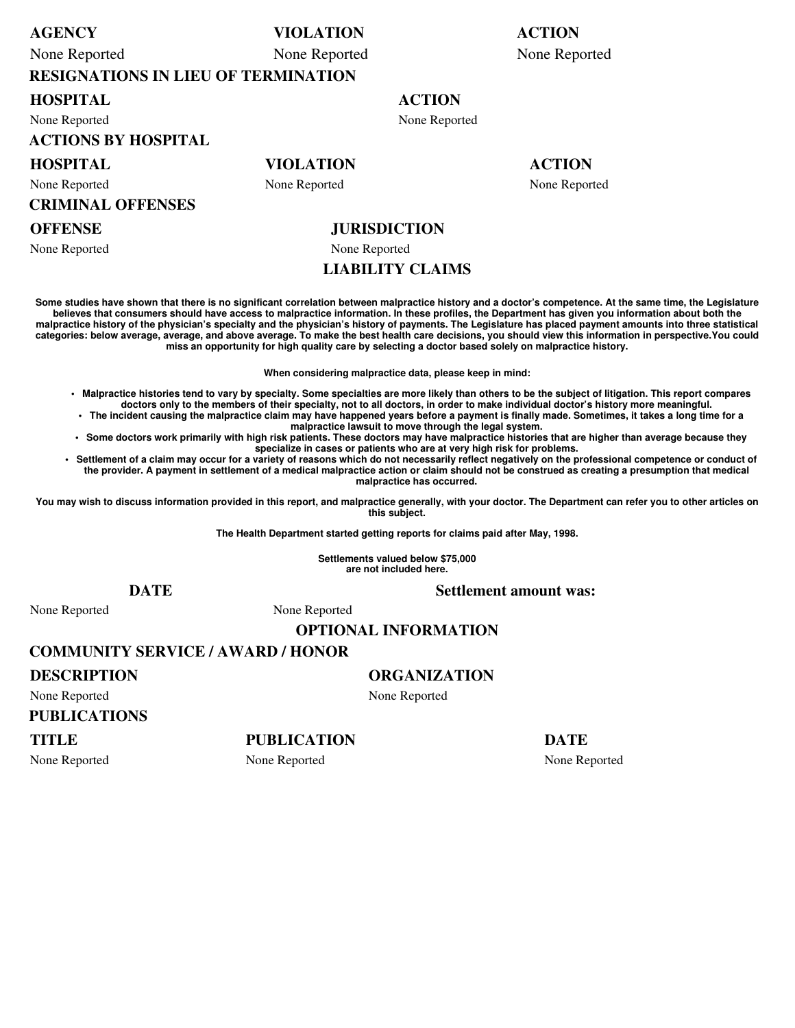| AGENCY | VIOLATION | ACTION |
|---|---|---|
| None Reported | None Reported | None Reported |

## RESIGNATIONS IN LIEU OF TERMINATION

| HOSPITAL | ACTION |
|---|---|
| None Reported | None Reported |

## ACTIONS BY HOSPITAL

| HOSPITAL | VIOLATION | ACTION |
|---|---|---|
| None Reported | None Reported | None Reported |

## CRIMINAL OFFENSES

| OFFENSE | JURISDICTION |
|---|---|
| None Reported | None Reported |

## LIABILITY CLAIMS

**Some studies have shown that there is no significant correlation between malpractice history and a doctor's competence. At the same time, the Legislature believes that consumers should have access to malpractice information. In these profiles, the Department has given you information about both the malpractice history of the physician's specialty and the physician's history of payments. The Legislature has placed payment amounts into three statistical categories: below average, average, and above average. To make the best health care decisions, you should view this information in perspective.You could miss an opportunity for high quality care by selecting a doctor based solely on malpractice history.**

**When considering malpractice data, please keep in mind:**

- **Malpractice histories tend to vary by specialty. Some specialties are more likely than others to be the subject of litigation. This report compares doctors only to the members of their specialty, not to all doctors, in order to make individual doctor's history more meaningful.**
- **The incident causing the malpractice claim may have happened years before a payment is finally made. Sometimes, it takes a long time for a malpractice lawsuit to move through the legal system.**
- **Some doctors work primarily with high risk patients. These doctors may have malpractice histories that are higher than average because they specialize in cases or patients who are at very high risk for problems.**
- **Settlement of a claim may occur for a variety of reasons which do not necessarily reflect negatively on the professional competence or conduct of the provider. A payment in settlement of a medical malpractice action or claim should not be construed as creating a presumption that medical malpractice has occurred.**

**You may wish to discuss information provided in this report, and malpractice generally, with your doctor. The Department can refer you to other articles on this subject.**

**The Health Department started getting reports for claims paid after May, 1998.**

**Settlements valued below $75,000 are not included here.**

| DATE | Settlement amount was: |
|---|---|
| None Reported | None Reported |

## OPTIONAL INFORMATION

## COMMUNITY SERVICE / AWARD / HONOR

| DESCRIPTION | ORGANIZATION |
|---|---|
| None Reported | None Reported |

## PUBLICATIONS

| TITLE | PUBLICATION | DATE |
|---|---|---|
| None Reported | None Reported | None Reported |